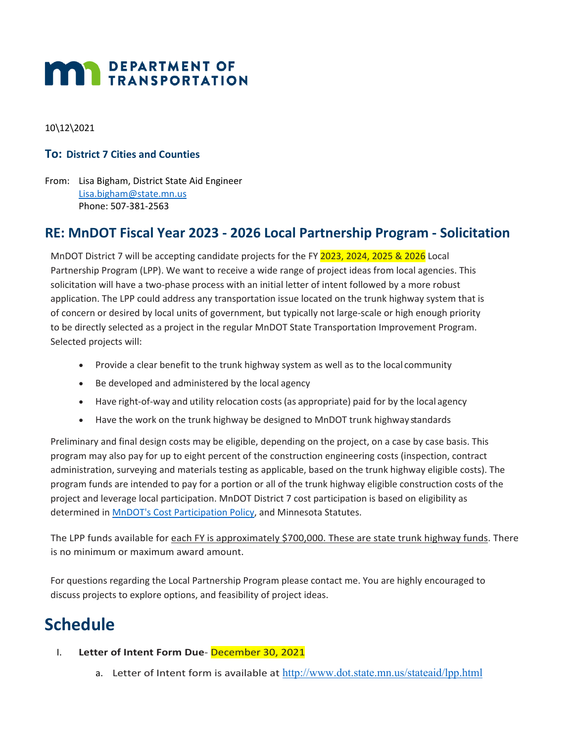# DEPARTMENT OF TRANSPORTATION

10\12\2021

**To: District 7 Cities and Counties**

From: Lisa Bigham, District State Aid Engineer
[Lisa.bigham@state.mn.us](mailto:Lisa.bigham@state.mn.us)
Phone: 507-381-2563

## RE: MnDOT Fiscal Year 2023 - 2026 Local Partnership Program - Solicitation

MnDOT District 7 will be accepting candidate projects for the FY 2023, 2024, 2025 & 2026 Local Partnership Program (LPP). We want to receive a wide range of project ideas from local agencies. This solicitation will have a two-phase process with an initial letter of intent followed by a more robust application. The LPP could address any transportation issue located on the trunk highway system that is of concern or desired by local units of government, but typically not large-scale or high enough priority to be directly selected as a project in the regular MnDOT State Transportation Improvement Program. Selected projects will:

- Provide a clear benefit to the trunk highway system as well as to the local community
- Be developed and administered by the local agency
- Have right-of-way and utility relocation costs (as appropriate) paid for by the local agency
- Have the work on the trunk highway be designed to MnDOT trunk highway standards

Preliminary and final design costs may be eligible, depending on the project, on a case by case basis. This program may also pay for up to eight percent of the construction engineering costs (inspection, contract administration, surveying and materials testing as applicable, based on the trunk highway eligible costs). The program funds are intended to pay for a portion or all of the trunk highway eligible construction costs of the project and leverage local participation. MnDOT District 7 cost participation is based on eligibility as determined in MnDOT's Cost Participation Policy, and Minnesota Statutes.

The LPP funds available for each FY is approximately $700,000. These are state trunk highway funds. There is no minimum or maximum award amount.

For questions regarding the Local Partnership Program please contact me. You are highly encouraged to discuss projects to explore options, and feasibility of project ideas.

# Schedule

I. **Letter of Intent Form Due**- December 30, 2021
   a. Letter of Intent form is available at http://www.dot.state.mn.us/stateaid/lpp.html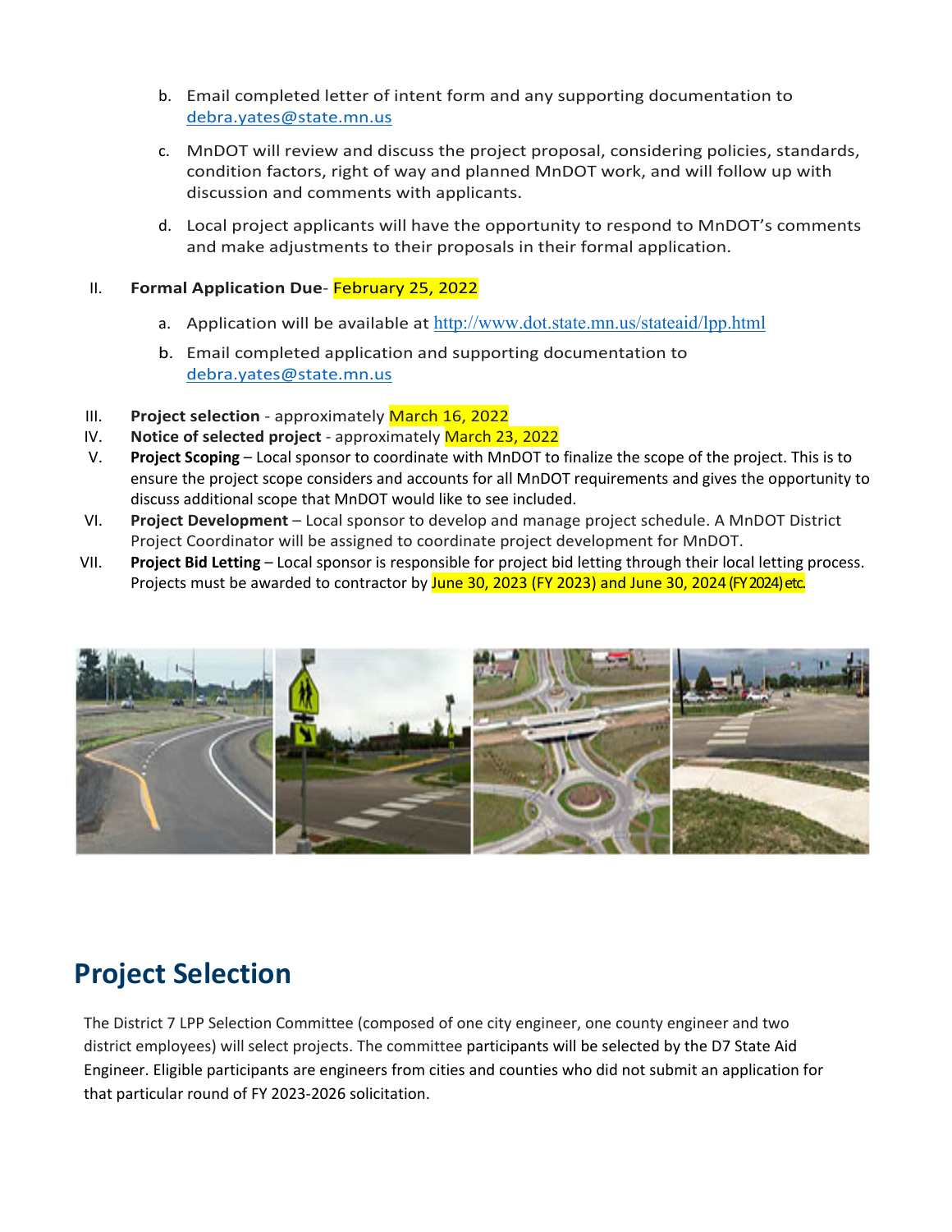b. Email completed letter of intent form and any supporting documentation to [debra.yates@state.mn.us](mailto:debra.yates@state.mn.us)

   c. MnDOT will review and discuss the project proposal, considering policies, standards, condition factors, right of way and planned MnDOT work, and will follow up with discussion and comments with applicants.

   d. Local project applicants will have the opportunity to respond to MnDOT's comments and make adjustments to their proposals in their formal application.

II. **Formal Application Due**- February 25, 2022

   a. Application will be available at http://www.dot.state.mn.us/stateaid/lpp.html

   b. Email completed application and supporting documentation to [debra.yates@state.mn.us](mailto:debra.yates@state.mn.us)

III. **Project selection** - approximately March 16, 2022

IV. **Notice of selected project** - approximately March 23, 2022

V. **Project Scoping** – Local sponsor to coordinate with MnDOT to finalize the scope of the project. This is to ensure the project scope considers and accounts for all MnDOT requirements and gives the opportunity to discuss additional scope that MnDOT would like to see included.

VI. **Project Development** – Local sponsor to develop and manage project schedule. A MnDOT District Project Coordinator will be assigned to coordinate project development for MnDOT.

VII. **Project Bid Letting** – Local sponsor is responsible for project bid letting through their local letting process. Projects must be awarded to contractor by June 30, 2023 (FY 2023) and June 30, 2024 (FY 2024) etc.

## Project Selection

The District 7 LPP Selection Committee (composed of one city engineer, one county engineer and two district employees) will select projects. The committee participants will be selected by the D7 State Aid Engineer. Eligible participants are engineers from cities and counties who did not submit an application for that particular round of FY 2023-2026 solicitation.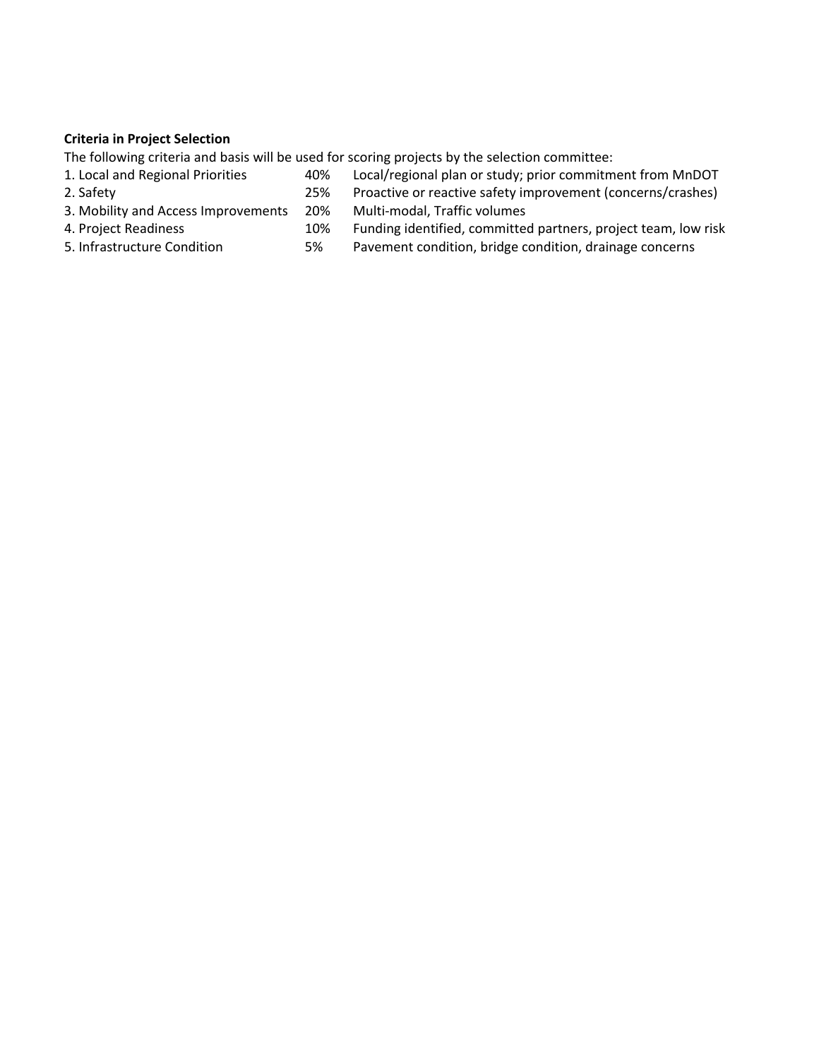**Criteria in Project Selection**

The following criteria and basis will be used for scoring projects by the selection committee:

| | | |
|---|---|---|
| 1. Local and Regional Priorities | 40% | Local/regional plan or study; prior commitment from MnDOT |
| 2. Safety | 25% | Proactive or reactive safety improvement (concerns/crashes) |
| 3. Mobility and Access Improvements | 20% | Multi-modal, Traffic volumes |
| 4. Project Readiness | 10% | Funding identified, committed partners, project team, low risk |
| 5. Infrastructure Condition | 5% | Pavement condition, bridge condition, drainage concerns |